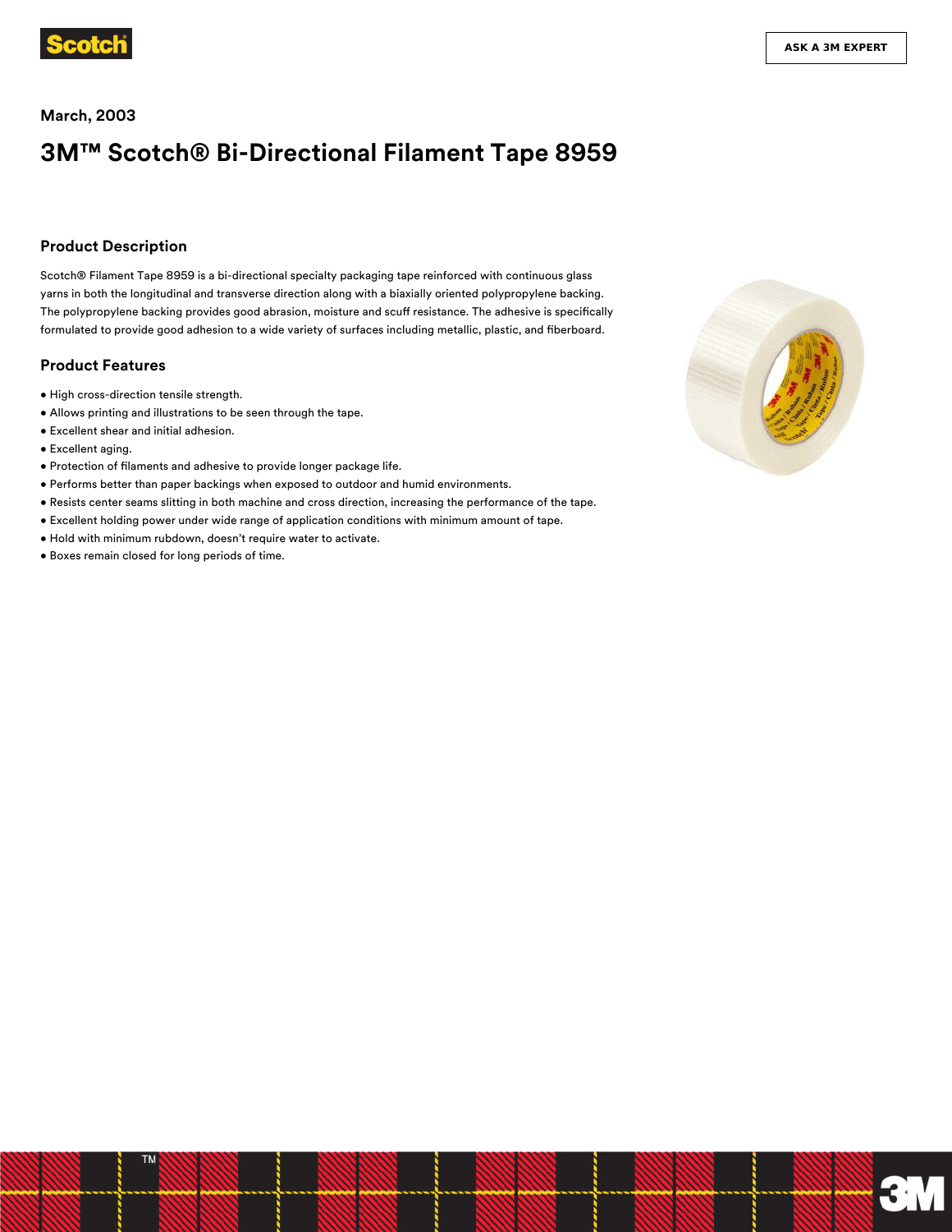March, 2003

# 3M™ Scotch® Bi-Directional Filament Tape 8959

## Product Description

Scotch® Filament Tape 8959 is a bi-directional specialty packaging tape reinforced with continuous glass yarns in both the longitudinal and transverse direction along with a biaxially oriented polypropylene backing. The polypropylene backing provides good abrasion, moisture and scuff resistance. The adhesive is specifically formulated to provide good adhesion to a wide variety of surfaces including metallic, plastic, and fiberboard.

## Product Features

- High cross-direction tensile strength.
- Allows printing and illustrations to be seen through the tape.
- Excellent shear and initial adhesion.
- Excellent aging.
- Protection of filaments and adhesive to provide longer package life.
- Performs better than paper backings when exposed to outdoor and humid environments.
- Resists center seams slitting in both machine and cross direction, increasing the performance of the tape.
- Excellent holding power under wide range of application conditions with minimum amount of tape.
- Hold with minimum rubdown, doesn't require water to activate.
- Boxes remain closed for long periods of time.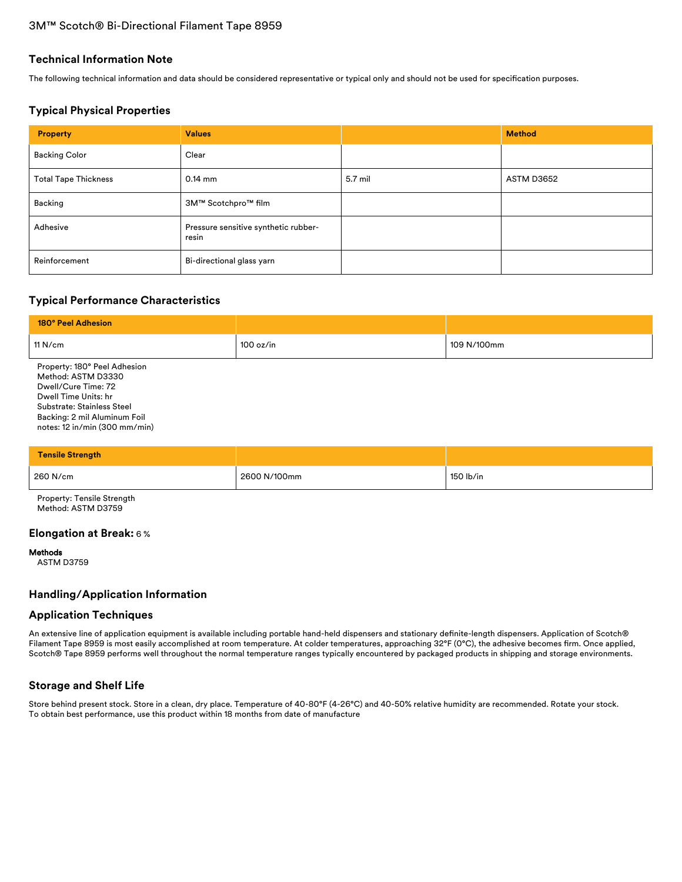# 3M™ Scotch® Bi-Directional Filament Tape 8959

## Technical Information Note

The following technical information and data should be considered representative or typical only and should not be used for specification purposes.

## Typical Physical Properties

| Property | Values | | Method |
|---|---|---|---|
| Backing Color | Clear | | |
| Total Tape Thickness | 0.14 mm | 5.7 mil | ASTM D3652 |
| Backing | 3M™ Scotchpro™ film | | |
| Adhesive | Pressure sensitive synthetic rubber-resin | | |
| Reinforcement | Bi-directional glass yarn | | |

## Typical Performance Characteristics

| 180° Peel Adhesion | | |
|---|---|---|
| 11 N/cm | 100 oz/in | 109 N/100mm |

Property: 180° Peel Adhesion
Method: ASTM D3330
Dwell/Cure Time: 72
Dwell Time Units: hr
Substrate: Stainless Steel
Backing: 2 mil Aluminum Foil
notes: 12 in/min (300 mm/min)

| Tensile Strength | | |
|---|---|---|
| 260 N/cm | 2600 N/100mm | 150 lb/in |

Property: Tensile Strength
Method: ASTM D3759

### Elongation at Break: 6 %

**Methods**
ASTM D3759

## Handling/Application Information

## Application Techniques

An extensive line of application equipment is available including portable hand-held dispensers and stationary definite-length dispensers. Application of Scotch® Filament Tape 8959 is most easily accomplished at room temperature. At colder temperatures, approaching 32°F (0°C), the adhesive becomes firm. Once applied, Scotch® Tape 8959 performs well throughout the normal temperature ranges typically encountered by packaged products in shipping and storage environments.

## Storage and Shelf Life

Store behind present stock. Store in a clean, dry place. Temperature of 40-80°F (4-26°C) and 40-50% relative humidity are recommended. Rotate your stock. To obtain best performance, use this product within 18 months from date of manufacture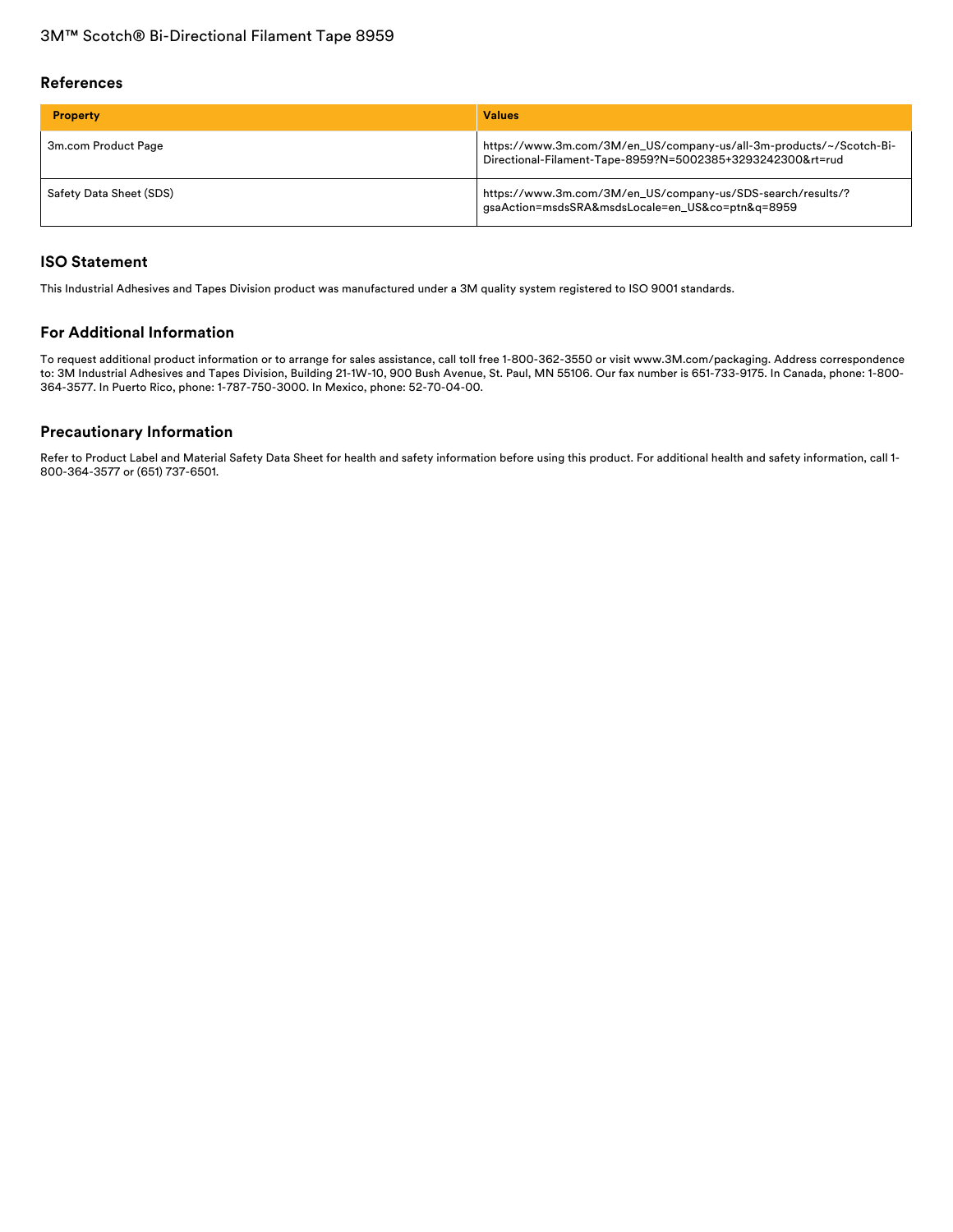## References

| Property | Values |
| --- | --- |
| 3m.com Product Page | https://www.3m.com/3M/en_US/company-us/all-3m-products/~/Scotch-Bi-Directional-Filament-Tape-8959?N=5002385+3293242300&rt=rud |
| Safety Data Sheet (SDS) | https://www.3m.com/3M/en_US/company-us/SDS-search/results/?gsaAction=msdsSRA&msdsLocale=en_US&co=ptn&q=8959 |

## ISO Statement

This Industrial Adhesives and Tapes Division product was manufactured under a 3M quality system registered to ISO 9001 standards.

## For Additional Information

To request additional product information or to arrange for sales assistance, call toll free 1-800-362-3550 or visit www.3M.com/packaging. Address correspondence to: 3M Industrial Adhesives and Tapes Division, Building 21-1W-10, 900 Bush Avenue, St. Paul, MN 55106. Our fax number is 651-733-9175. In Canada, phone: 1-800-364-3577. In Puerto Rico, phone: 1-787-750-3000. In Mexico, phone: 52-70-04-00.

## Precautionary Information

Refer to Product Label and Material Safety Data Sheet for health and safety information before using this product. For additional health and safety information, call 1-800-364-3577 or (651) 737-6501.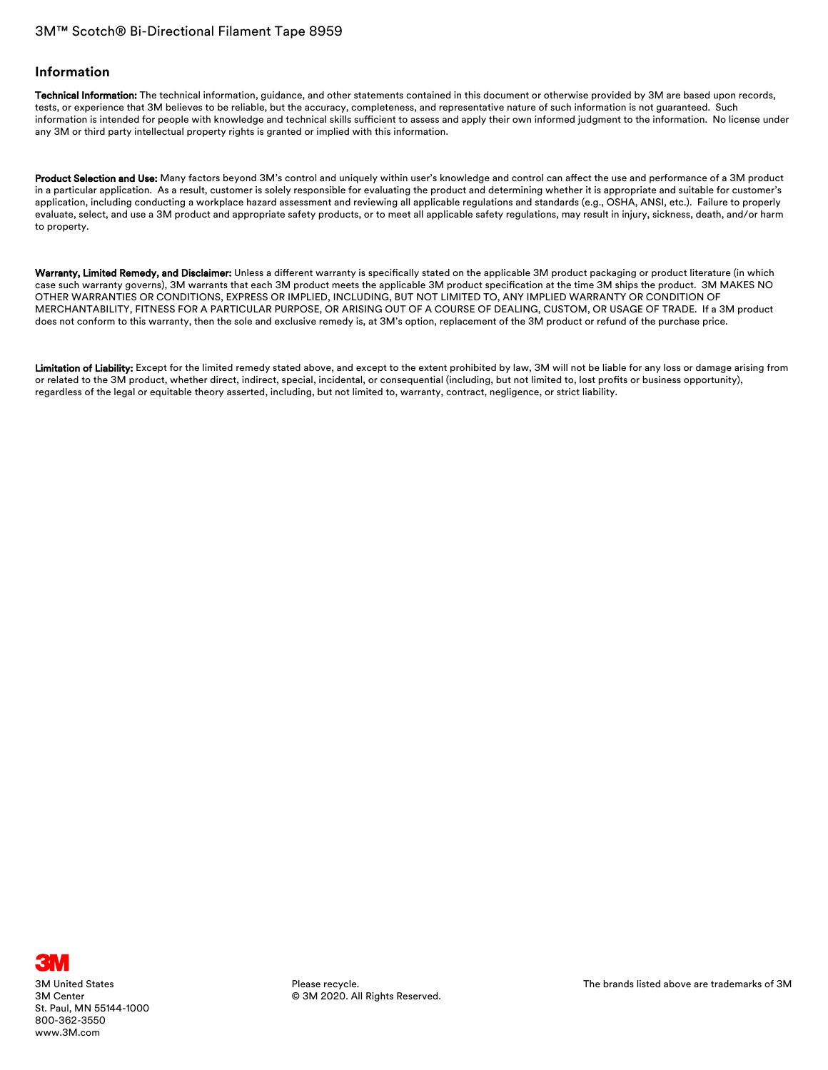## Information

**Technical Information:** The technical information, guidance, and other statements contained in this document or otherwise provided by 3M are based upon records, tests, or experience that 3M believes to be reliable, but the accuracy, completeness, and representative nature of such information is not guaranteed. Such information is intended for people with knowledge and technical skills sufficient to assess and apply their own informed judgment to the information. No license under any 3M or third party intellectual property rights is granted or implied with this information.

**Product Selection and Use:** Many factors beyond 3M's control and uniquely within user's knowledge and control can affect the use and performance of a 3M product in a particular application. As a result, customer is solely responsible for evaluating the product and determining whether it is appropriate and suitable for customer's application, including conducting a workplace hazard assessment and reviewing all applicable regulations and standards (e.g., OSHA, ANSI, etc.). Failure to properly evaluate, select, and use a 3M product and appropriate safety products, or to meet all applicable safety regulations, may result in injury, sickness, death, and/or harm to property.

**Warranty, Limited Remedy, and Disclaimer:** Unless a different warranty is specifically stated on the applicable 3M product packaging or product literature (in which case such warranty governs), 3M warrants that each 3M product meets the applicable 3M product specification at the time 3M ships the product. 3M MAKES NO OTHER WARRANTIES OR CONDITIONS, EXPRESS OR IMPLIED, INCLUDING, BUT NOT LIMITED TO, ANY IMPLIED WARRANTY OR CONDITION OF MERCHANTABILITY, FITNESS FOR A PARTICULAR PURPOSE, OR ARISING OUT OF A COURSE OF DEALING, CUSTOM, OR USAGE OF TRADE. If a 3M product does not conform to this warranty, then the sole and exclusive remedy is, at 3M's option, replacement of the 3M product or refund of the purchase price.

**Limitation of Liability:** Except for the limited remedy stated above, and except to the extent prohibited by law, 3M will not be liable for any loss or damage arising from or related to the 3M product, whether direct, indirect, special, incidental, or consequential (including, but not limited to, lost profits or business opportunity), regardless of the legal or equitable theory asserted, including, but not limited to, warranty, contract, negligence, or strict liability.

3M United States
3M Center
St. Paul, MN 55144-1000
800-362-3550
www.3M.com

Please recycle.
© 3M 2020. All Rights Reserved.

The brands listed above are trademarks of 3M